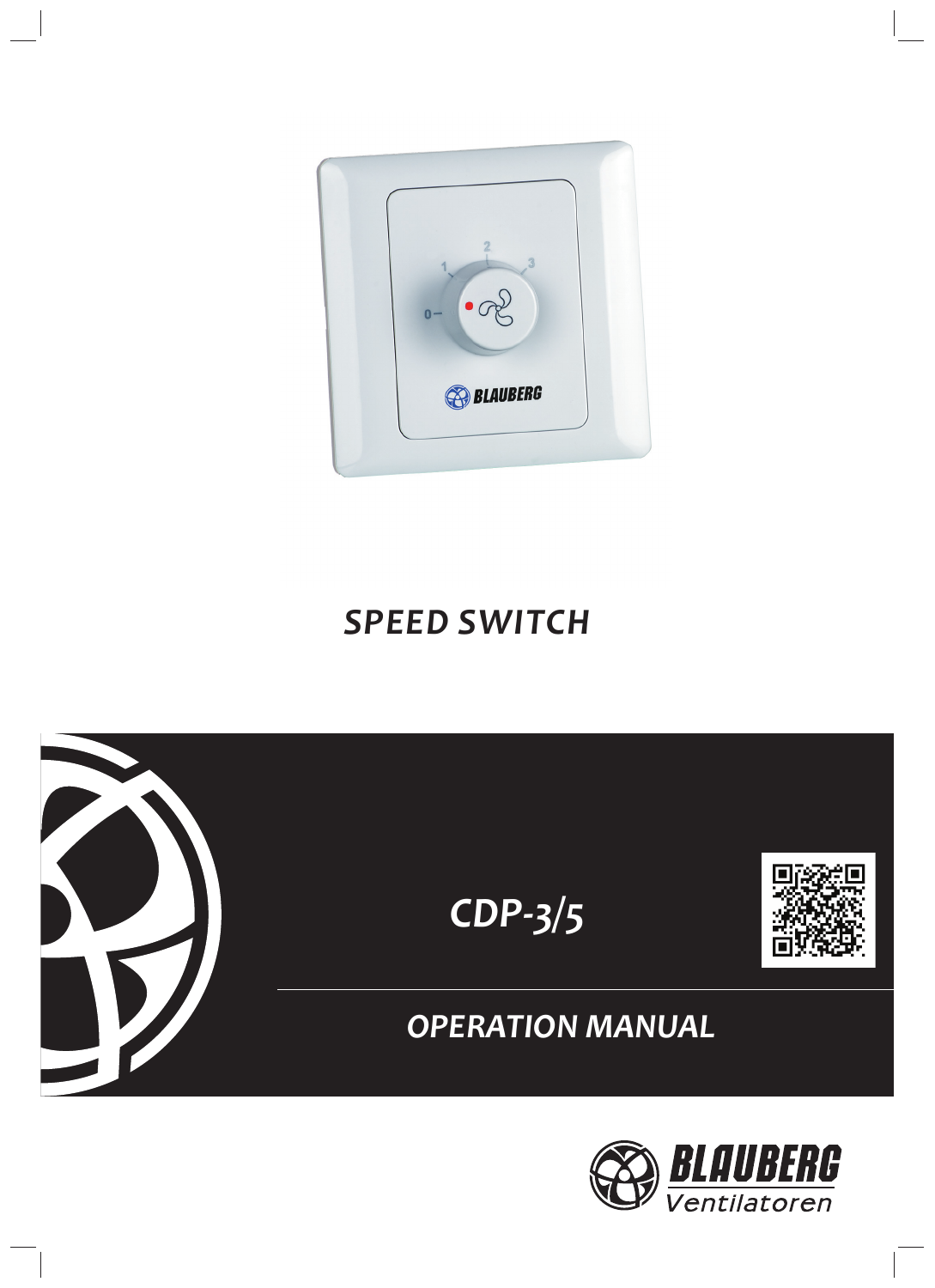# SPEED SWITCH

## CDP-3/5

## OPERATION MANUAL

BLAUBERG Ventilatoren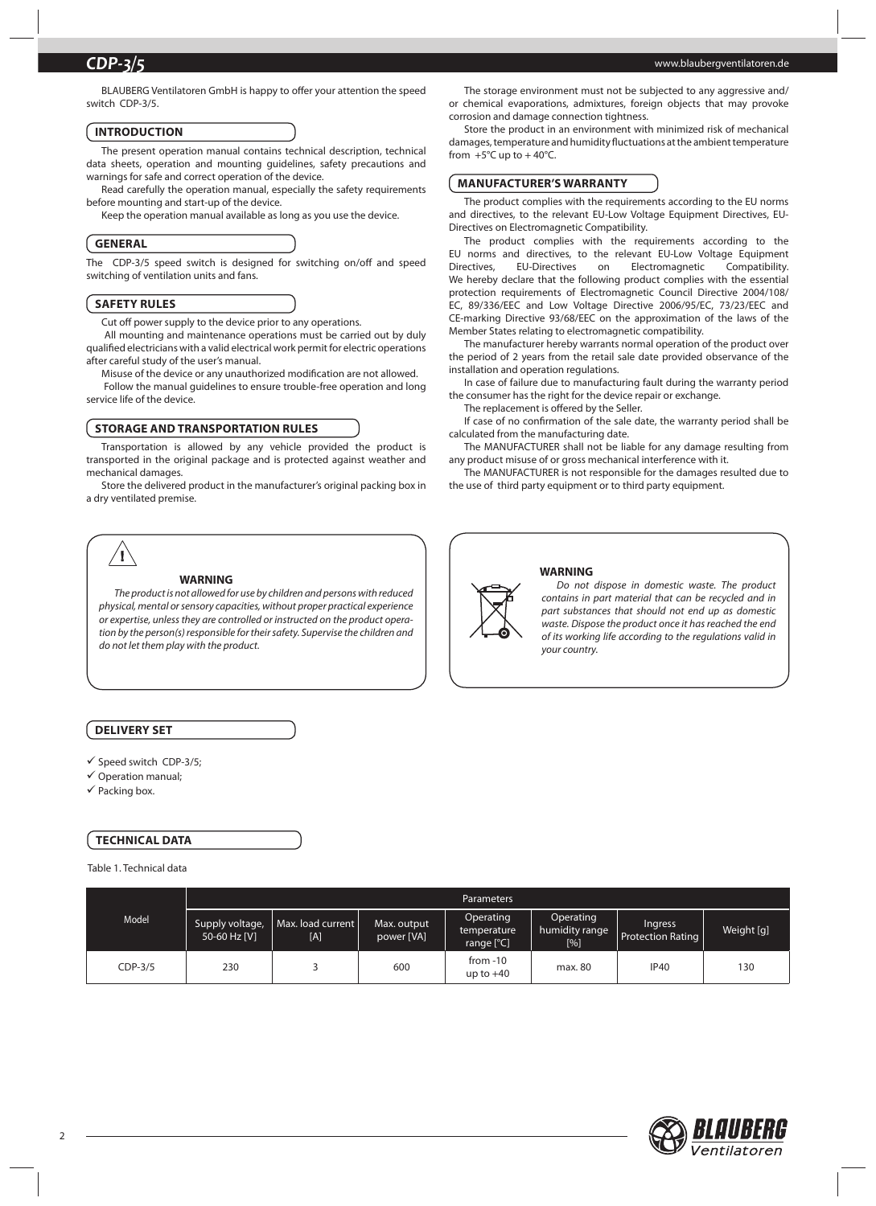BLAUBERG Ventilatoren GmbH is happy to offer your attention the speed switch CDP-3/5.

## INTRODUCTION

The present operation manual contains technical description, technical data sheets, operation and mounting guidelines, safety precautions and warnings for safe and correct operation of the device.

Read carefully the operation manual, especially the safety requirements before mounting and start-up of the device.

Keep the operation manual available as long as you use the device.

## GENERAL

The CDP-3/5 speed switch is designed for switching on/off and speed switching of ventilation units and fans.

## SAFETY RULES

Cut off power supply to the device prior to any operations.

All mounting and maintenance operations must be carried out by duly qualified electricians with a valid electrical work permit for electric operations after careful study of the user's manual.

Misuse of the device or any unauthorized modification are not allowed.

Follow the manual guidelines to ensure trouble-free operation and long service life of the device.

## STORAGE AND TRANSPORTATION RULES

Transportation is allowed by any vehicle provided the product is transported in the original package and is protected against weather and mechanical damages.

Store the delivered product in the manufacturer's original packing box in a dry ventilated premise.

The storage environment must not be subjected to any aggressive and/or chemical evaporations, admixtures, foreign objects that may provoke corrosion and damage connection tightness.

Store the product in an environment with minimized risk of mechanical damages, temperature and humidity fluctuations at the ambient temperature from +5°C up to + 40°C.

## MANUFACTURER'S WARRANTY

The product complies with the requirements according to the EU norms and directives, to the relevant EU-Low Voltage Equipment Directives, EU-Directives on Electromagnetic Compatibility.

The product complies with the requirements according to the EU norms and directives, to the relevant EU-Low Voltage Equipment Directives, EU-Directives on Electromagnetic Compatibility. We hereby declare that the following product complies with the essential protection requirements of Electromagnetic Council Directive 2004/108/EC, 89/336/EEC and Low Voltage Directive 2006/95/EC, 73/23/EEC and CE-marking Directive 93/68/EEC on the approximation of the laws of the Member States relating to electromagnetic compatibility.

The manufacturer hereby warrants normal operation of the product over the period of 2 years from the retail sale date provided observance of the installation and operation regulations.

In case of failure due to manufacturing fault during the warranty period the consumer has the right for the device repair or exchange.

The replacement is offered by the Seller.

If case of no confirmation of the sale date, the warranty period shall be calculated from the manufacturing date.

The MANUFACTURER shall not be liable for any damage resulting from any product misuse of or gross mechanical interference with it.

The MANUFACTURER is not responsible for the damages resulted due to the use of third party equipment or to third party equipment.

**WARNING**

*The product is not allowed for use by children and persons with reduced physical, mental or sensory capacities, without proper practical experience or expertise, unless they are controlled or instructed on the product operation by the person(s) responsible for their safety. Supervise the children and do not let them play with the product.*

**WARNING**

*Do not dispose in domestic waste. The product contains in part material that can be recycled and in part substances that should not end up as domestic waste. Dispose the product once it has reached the end of its working life according to the regulations valid in your country.*

## DELIVERY SET

- ✓ Speed switch CDP-3/5;
- ✓ Operation manual;
- ✓ Packing box.

## TECHNICAL DATA

Table 1. Technical data

| Model | Parameters | | | | | | |
|---|---|---|---|---|---|---|---|
| | Supply voltage, 50-60 Hz [V] | Max. load current [A] | Max. output power [VA] | Operating temperature range [°C] | Operating humidity range [%] | Ingress Protection Rating | Weight [g] |
| CDP-3/5 | 230 | 3 | 600 | from -10 up to +40 | max. 80 | IP40 | 130 |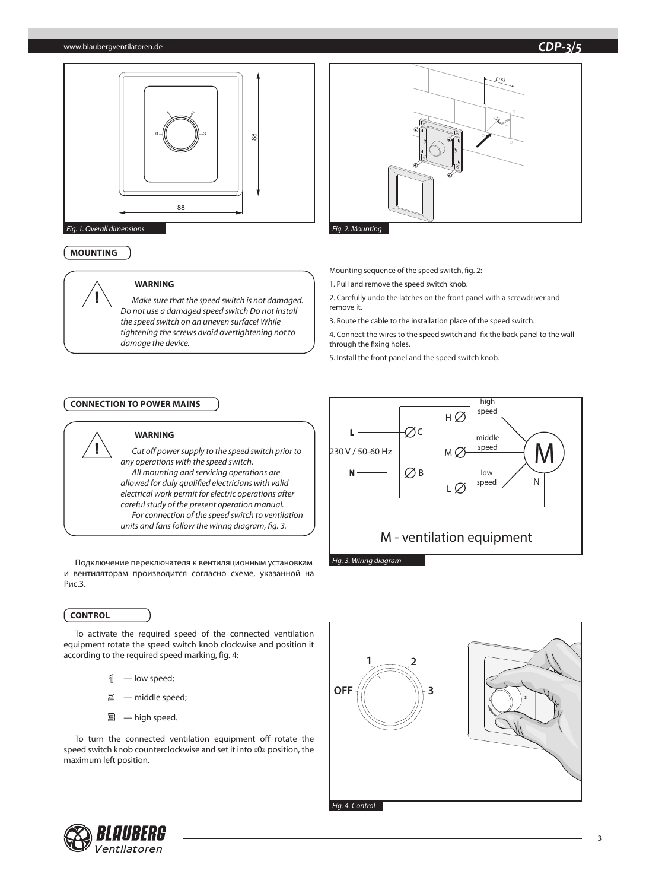Fig. 1. Overall dimensions

Fig. 2. Mounting

## MOUNTING

**WARNING**

*Make sure that the speed switch is not damaged. Do not use a damaged speed switch Do not install the speed switch on an uneven surface! While tightening the screws avoid overtightening not to damage the device.*

Mounting sequence of the speed switch, fig. 2:

1. Pull and remove the speed switch knob.
2. Carefully undo the latches on the front panel with a screwdriver and remove it.
3. Route the cable to the installation place of the speed switch.
4. Connect the wires to the speed switch and fix the back panel to the wall through the fixing holes.
5. Install the front panel and the speed switch knob.

## CONNECTION TO POWER MAINS

**WARNING**

*Cut off power supply to the speed switch prior to any operations with the speed switch.*

*All mounting and servicing operations are allowed for duly qualified electricians with valid electrical work permit for electric operations after careful study of the present operation manual.*

*For connection of the speed switch to ventilation units and fans follow the wiring diagram, fig. 3.*

Подключение переключателя к вентиляционным установкам и вентиляторам производится согласно схеме, указанной на Рис.3.

Fig. 3. Wiring diagram

## CONTROL

To activate the required speed of the connected ventilation equipment rotate the speed switch knob clockwise and position it according to the required speed marking, fig. 4:

- 1 — low speed;
- 2 — middle speed;
- 3 — high speed.

To turn the connected ventilation equipment off rotate the speed switch knob counterclockwise and set it into «0» position, the maximum left position.

Fig. 4. Control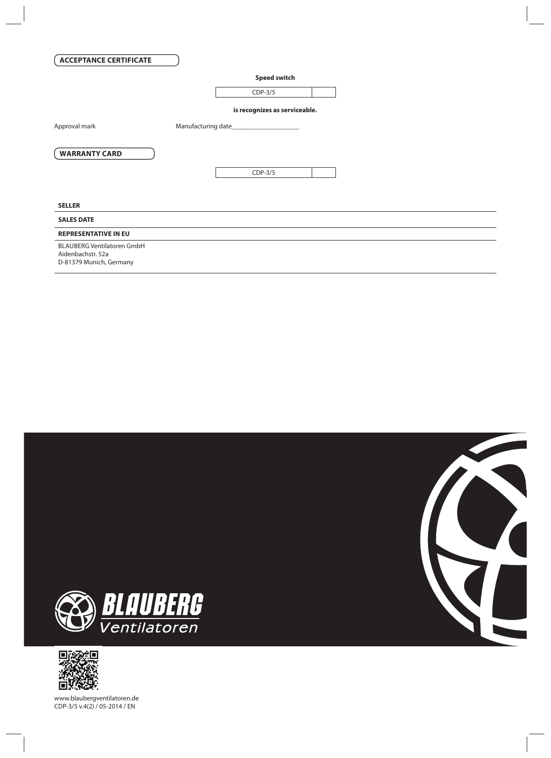## ACCEPTANCE CERTIFICATE

**Speed switch**

| CDP-3/5 | |
|---|---|

**is recognizes as serviceable.**

Approval mark

Manufacturing date_____________________

## WARRANTY CARD

| CDP-3/5 | |
|---|---|

**SELLER**

**SALES DATE**

**REPRESENTATIVE IN EU**

BLAUBERG Ventilatoren GmbH
Aidenbachstr. 52a
D-81379 Munich, Germany

BLAUBERG Ventilatoren

www.blaubergventilatoren.de
CDP-3/5 v.4(2) / 05-2014 / EN